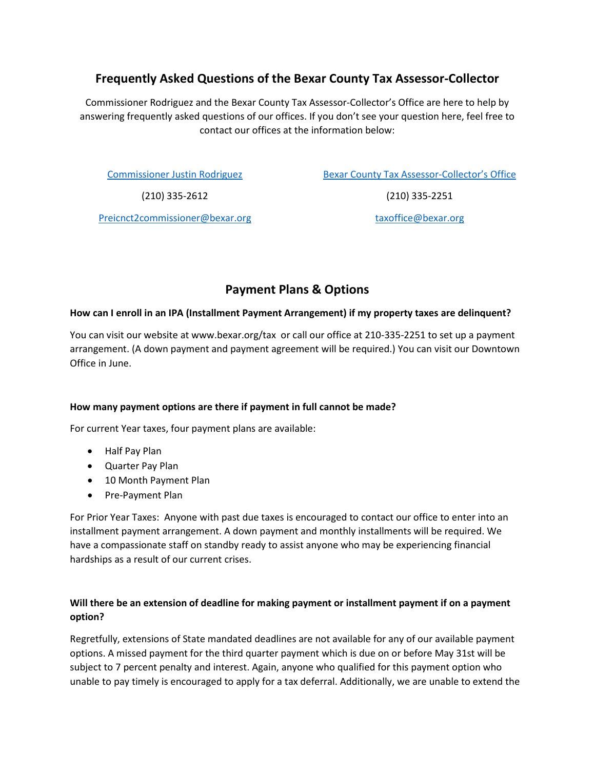## Frequently Asked Questions of the Bexar County Tax Assessor-Collector

Commissioner Rodriguez and the Bexar County Tax Assessor-Collector's Office are here to help by answering frequently asked questions of our offices. If you don't see your question here, feel free to contact our offices at the information below:

| Commissioner Justin Rodriguez | Bexar County Tax Assessor-Collector's Office |
|---|---|
| (210) 335-2612 | (210) 335-2251 |
| Preicnct2commissioner@bexar.org | taxoffice@bexar.org |

## Payment Plans & Options

**How can I enroll in an IPA (Installment Payment Arrangement) if my property taxes are delinquent?**

You can visit our website at www.bexar.org/tax or call our office at 210-335-2251 to set up a payment arrangement. (A down payment and payment agreement will be required.) You can visit our Downtown Office in June.

**How many payment options are there if payment in full cannot be made?**

For current Year taxes, four payment plans are available:

- Half Pay Plan
- Quarter Pay Plan
- 10 Month Payment Plan
- Pre-Payment Plan

For Prior Year Taxes: Anyone with past due taxes is encouraged to contact our office to enter into an installment payment arrangement. A down payment and monthly installments will be required. We have a compassionate staff on standby ready to assist anyone who may be experiencing financial hardships as a result of our current crises.

**Will there be an extension of deadline for making payment or installment payment if on a payment option?**

Regretfully, extensions of State mandated deadlines are not available for any of our available payment options. A missed payment for the third quarter payment which is due on or before May 31st will be subject to 7 percent penalty and interest. Again, anyone who qualified for this payment option who unable to pay timely is encouraged to apply for a tax deferral. Additionally, we are unable to extend the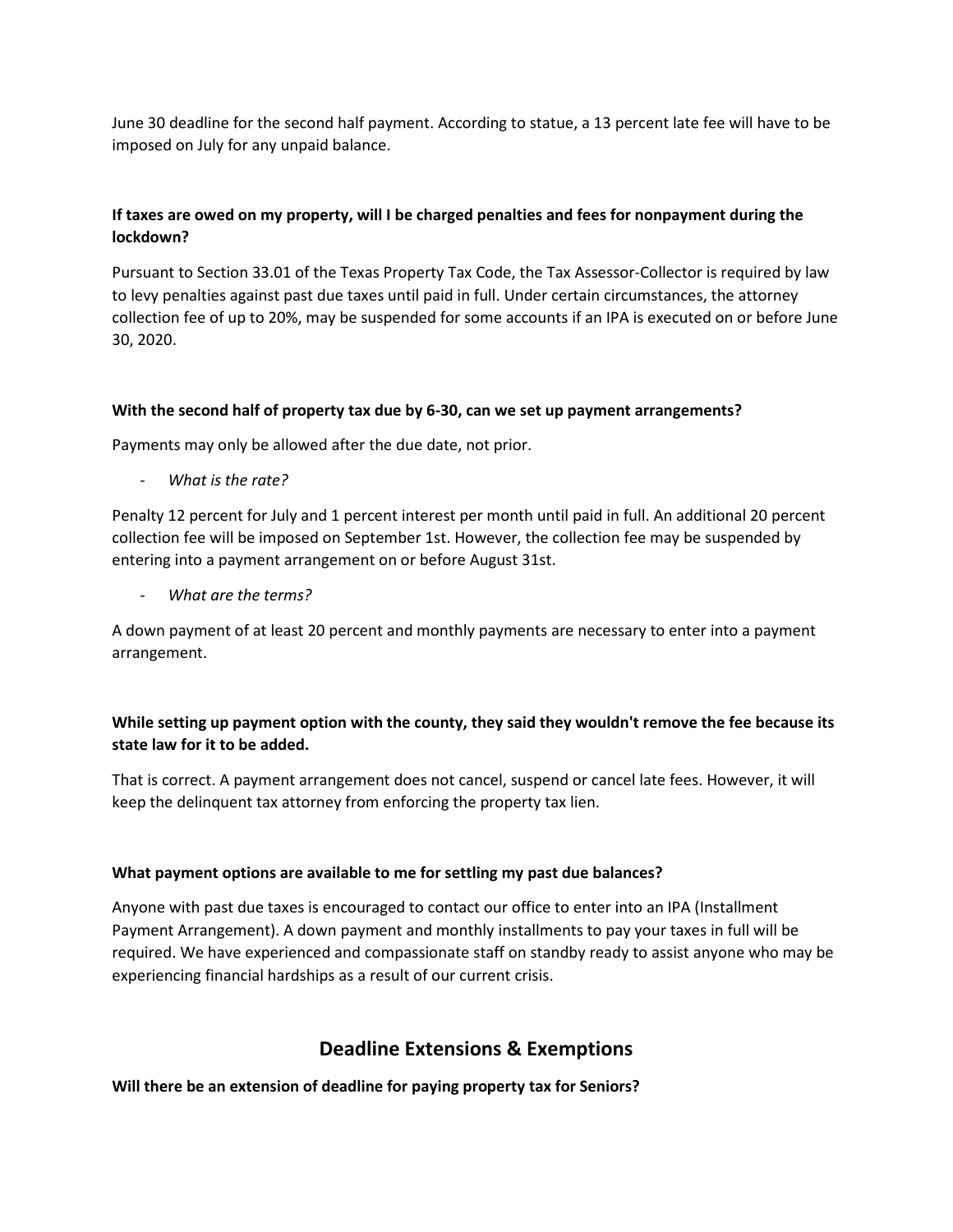June 30 deadline for the second half payment. According to statue, a 13 percent late fee will have to be imposed on July for any unpaid balance.

**If taxes are owed on my property, will I be charged penalties and fees for nonpayment during the lockdown?**

Pursuant to Section 33.01 of the Texas Property Tax Code, the Tax Assessor-Collector is required by law to levy penalties against past due taxes until paid in full. Under certain circumstances, the attorney collection fee of up to 20%, may be suspended for some accounts if an IPA is executed on or before June 30, 2020.

**With the second half of property tax due by 6-30, can we set up payment arrangements?**

Payments may only be allowed after the due date, not prior.

- *What is the rate?*

Penalty 12 percent for July and 1 percent interest per month until paid in full. An additional 20 percent collection fee will be imposed on September 1st. However, the collection fee may be suspended by entering into a payment arrangement on or before August 31st.

- *What are the terms?*

A down payment of at least 20 percent and monthly payments are necessary to enter into a payment arrangement.

**While setting up payment option with the county, they said they wouldn't remove the fee because its state law for it to be added.**

That is correct. A payment arrangement does not cancel, suspend or cancel late fees. However, it will keep the delinquent tax attorney from enforcing the property tax lien.

**What payment options are available to me for settling my past due balances?**

Anyone with past due taxes is encouraged to contact our office to enter into an IPA (Installment Payment Arrangement). A down payment and monthly installments to pay your taxes in full will be required. We have experienced and compassionate staff on standby ready to assist anyone who may be experiencing financial hardships as a result of our current crisis.

## Deadline Extensions & Exemptions

**Will there be an extension of deadline for paying property tax for Seniors?**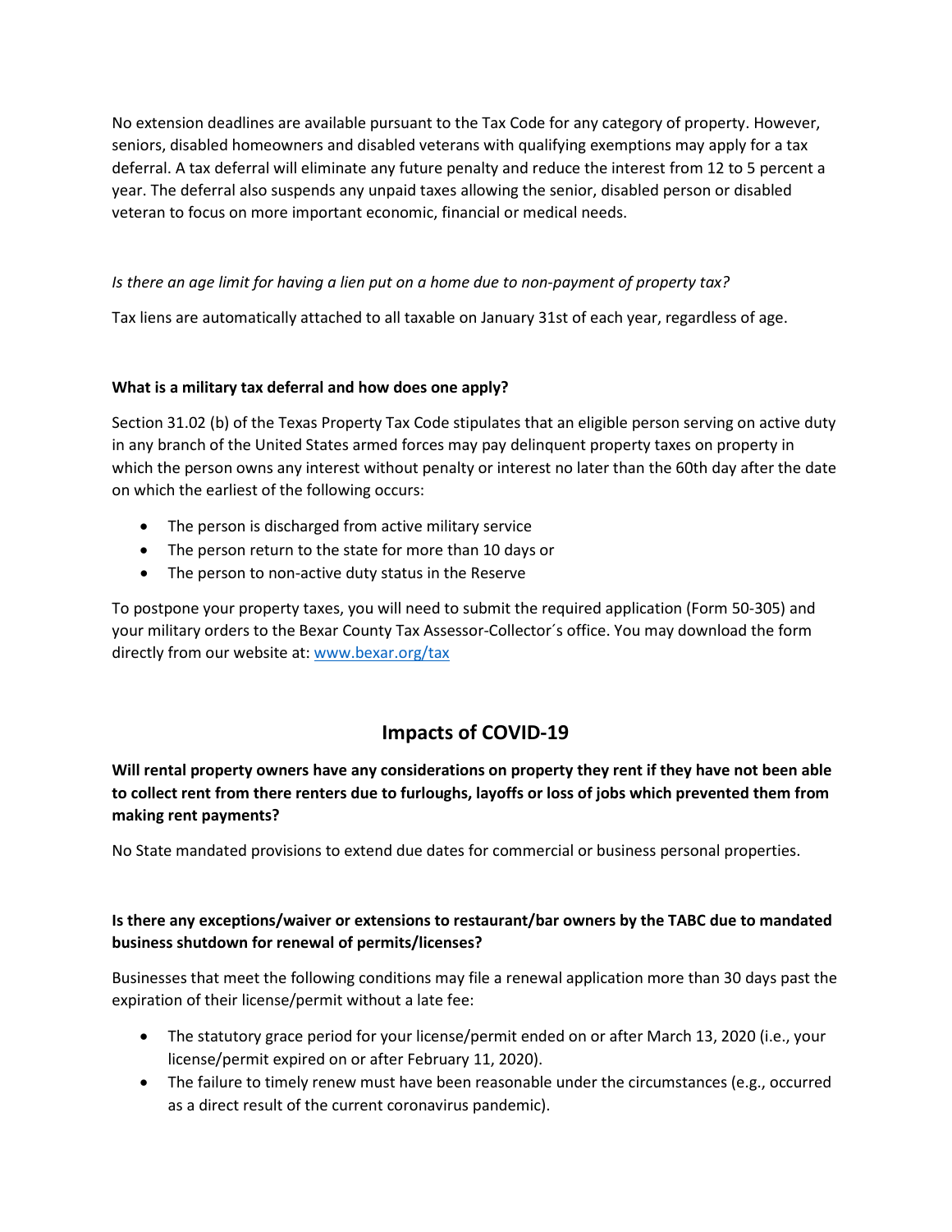No extension deadlines are available pursuant to the Tax Code for any category of property. However, seniors, disabled homeowners and disabled veterans with qualifying exemptions may apply for a tax deferral. A tax deferral will eliminate any future penalty and reduce the interest from 12 to 5 percent a year. The deferral also suspends any unpaid taxes allowing the senior, disabled person or disabled veteran to focus on more important economic, financial or medical needs.

*Is there an age limit for having a lien put on a home due to non-payment of property tax?*

Tax liens are automatically attached to all taxable on January 31st of each year, regardless of age.

**What is a military tax deferral and how does one apply?**

Section 31.02 (b) of the Texas Property Tax Code stipulates that an eligible person serving on active duty in any branch of the United States armed forces may pay delinquent property taxes on property in which the person owns any interest without penalty or interest no later than the 60th day after the date on which the earliest of the following occurs:

- The person is discharged from active military service
- The person return to the state for more than 10 days or
- The person to non-active duty status in the Reserve

To postpone your property taxes, you will need to submit the required application (Form 50-305) and your military orders to the Bexar County Tax Assessor-Collector´s office. You may download the form directly from our website at: [www.bexar.org/tax](www.bexar.org/tax)

## Impacts of COVID-19

**Will rental property owners have any considerations on property they rent if they have not been able to collect rent from there renters due to furloughs, layoffs or loss of jobs which prevented them from making rent payments?**

No State mandated provisions to extend due dates for commercial or business personal properties.

**Is there any exceptions/waiver or extensions to restaurant/bar owners by the TABC due to mandated business shutdown for renewal of permits/licenses?**

Businesses that meet the following conditions may file a renewal application more than 30 days past the expiration of their license/permit without a late fee:

- The statutory grace period for your license/permit ended on or after March 13, 2020 (i.e., your license/permit expired on or after February 11, 2020).
- The failure to timely renew must have been reasonable under the circumstances (e.g., occurred as a direct result of the current coronavirus pandemic).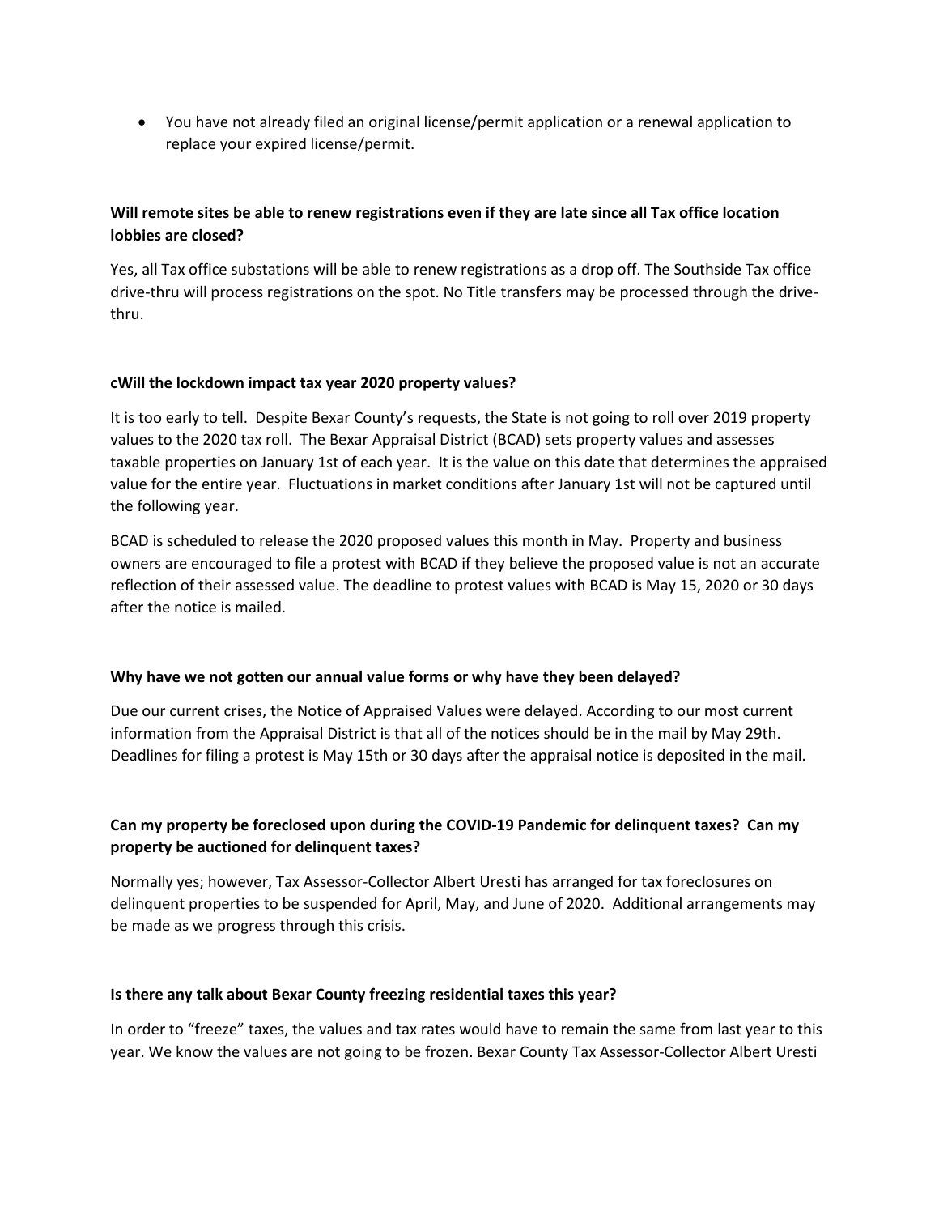- You have not already filed an original license/permit application or a renewal application to replace your expired license/permit.

**Will remote sites be able to renew registrations even if they are late since all Tax office location lobbies are closed?**

Yes, all Tax office substations will be able to renew registrations as a drop off. The Southside Tax office drive-thru will process registrations on the spot. No Title transfers may be processed through the drive-thru.

**cWill the lockdown impact tax year 2020 property values?**

It is too early to tell. Despite Bexar County's requests, the State is not going to roll over 2019 property values to the 2020 tax roll. The Bexar Appraisal District (BCAD) sets property values and assesses taxable properties on January 1st of each year. It is the value on this date that determines the appraised value for the entire year. Fluctuations in market conditions after January 1st will not be captured until the following year.

BCAD is scheduled to release the 2020 proposed values this month in May. Property and business owners are encouraged to file a protest with BCAD if they believe the proposed value is not an accurate reflection of their assessed value. The deadline to protest values with BCAD is May 15, 2020 or 30 days after the notice is mailed.

**Why have we not gotten our annual value forms or why have they been delayed?**

Due our current crises, the Notice of Appraised Values were delayed. According to our most current information from the Appraisal District is that all of the notices should be in the mail by May 29th. Deadlines for filing a protest is May 15th or 30 days after the appraisal notice is deposited in the mail.

**Can my property be foreclosed upon during the COVID-19 Pandemic for delinquent taxes? Can my property be auctioned for delinquent taxes?**

Normally yes; however, Tax Assessor-Collector Albert Uresti has arranged for tax foreclosures on delinquent properties to be suspended for April, May, and June of 2020. Additional arrangements may be made as we progress through this crisis.

**Is there any talk about Bexar County freezing residential taxes this year?**

In order to "freeze" taxes, the values and tax rates would have to remain the same from last year to this year. We know the values are not going to be frozen. Bexar County Tax Assessor-Collector Albert Uresti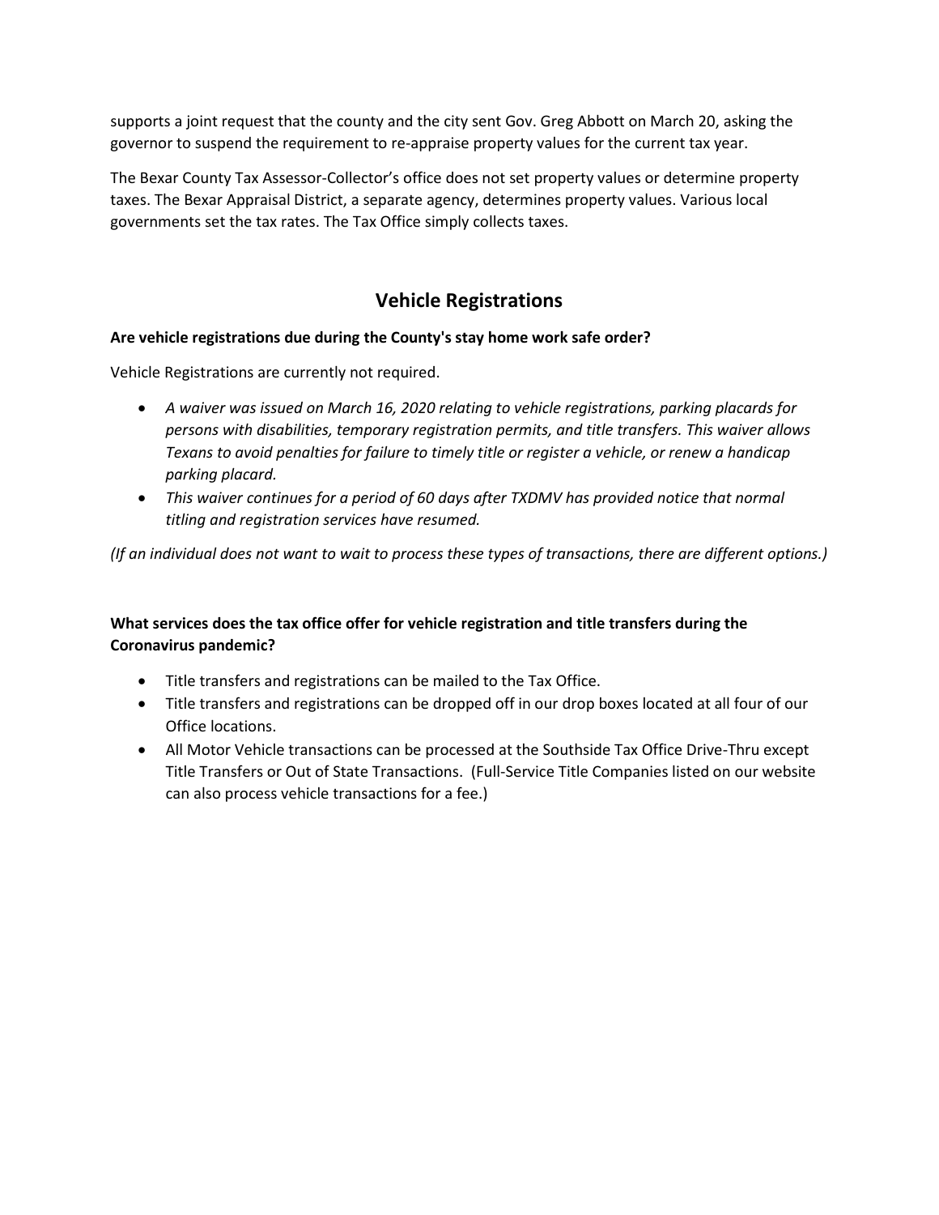supports a joint request that the county and the city sent Gov. Greg Abbott on March 20, asking the governor to suspend the requirement to re-appraise property values for the current tax year.

The Bexar County Tax Assessor-Collector's office does not set property values or determine property taxes. The Bexar Appraisal District, a separate agency, determines property values. Various local governments set the tax rates. The Tax Office simply collects taxes.

## Vehicle Registrations

**Are vehicle registrations due during the County's stay home work safe order?**

Vehicle Registrations are currently not required.

- *A waiver was issued on March 16, 2020 relating to vehicle registrations, parking placards for persons with disabilities, temporary registration permits, and title transfers. This waiver allows Texans to avoid penalties for failure to timely title or register a vehicle, or renew a handicap parking placard.*
- *This waiver continues for a period of 60 days after TXDMV has provided notice that normal titling and registration services have resumed.*

*(If an individual does not want to wait to process these types of transactions, there are different options.)*

**What services does the tax office offer for vehicle registration and title transfers during the Coronavirus pandemic?**

- Title transfers and registrations can be mailed to the Tax Office.
- Title transfers and registrations can be dropped off in our drop boxes located at all four of our Office locations.
- All Motor Vehicle transactions can be processed at the Southside Tax Office Drive-Thru except Title Transfers or Out of State Transactions. (Full-Service Title Companies listed on our website can also process vehicle transactions for a fee.)